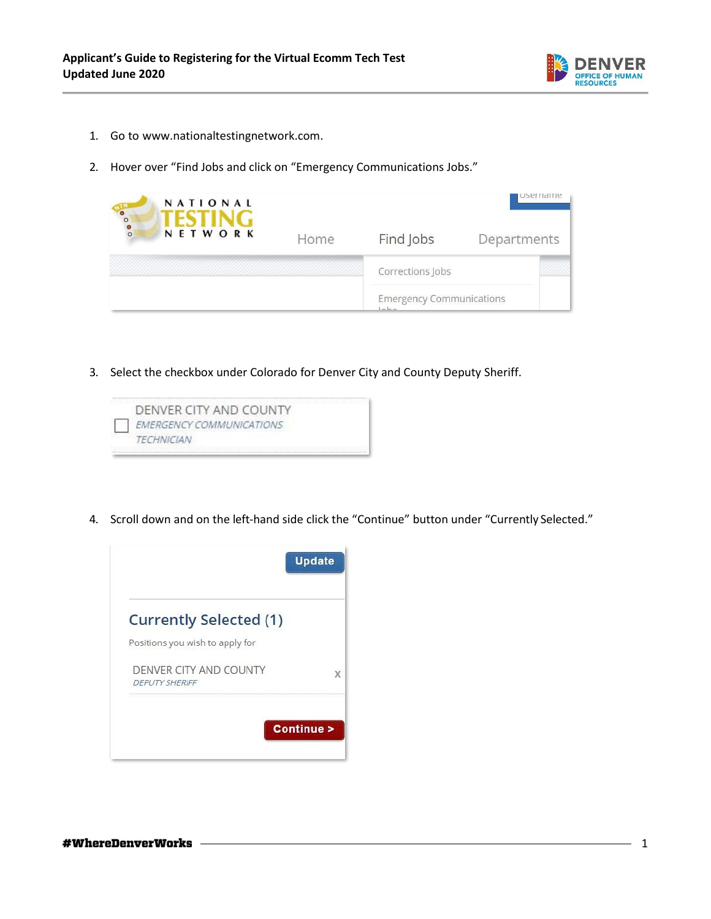**Applicant's Guide to Registering for the Virtual Ecomm Tech Test**
**Updated June 2020**

1. Go to www.nationaltestingnetwork.com.

2. Hover over "Find Jobs and click on "Emergency Communications Jobs."

3. Select the checkbox under Colorado for Denver City and County Deputy Sheriff.

4. Scroll down and on the left-hand side click the "Continue" button under "Currently Selected."

#WhereDenverWorks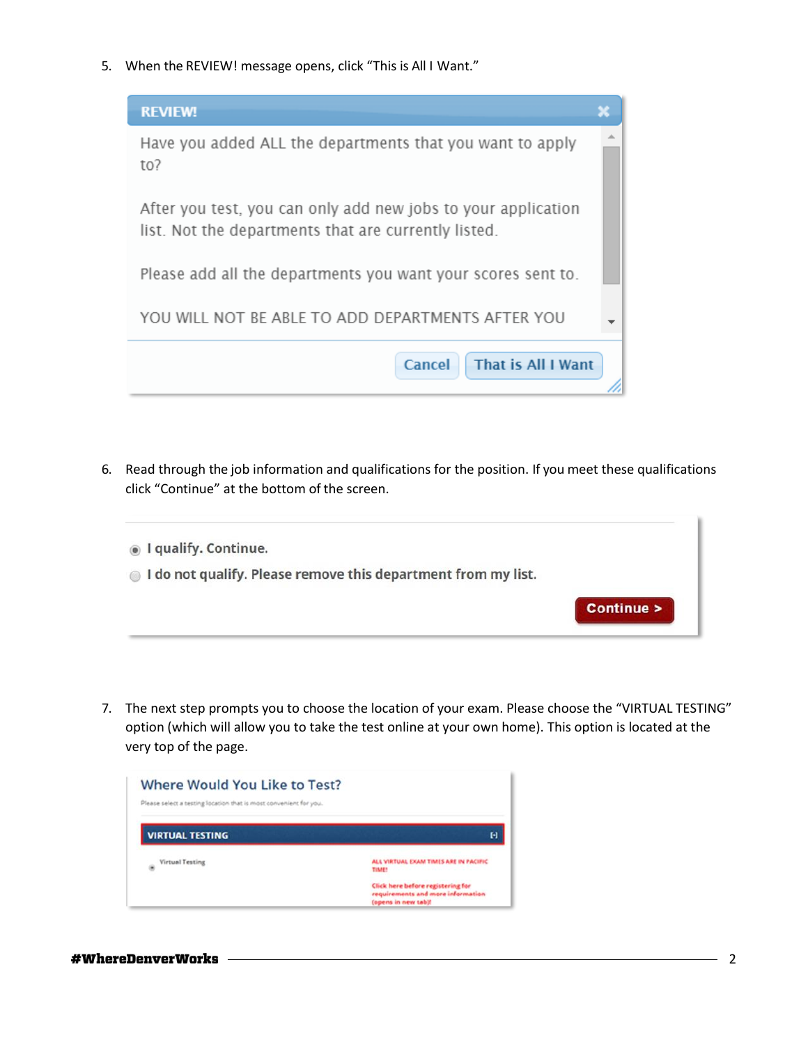5. When the REVIEW! message opens, click "This is All I Want."

REVIEW!

Have you added ALL the departments that you want to apply to?

After you test, you can only add new jobs to your application list. Not the departments that are currently listed.

Please add all the departments you want your scores sent to.

YOU WILL NOT BE ABLE TO ADD DEPARTMENTS AFTER YOU

Cancel That is All I Want

6. Read through the job information and qualifications for the position. If you meet these qualifications click "Continue" at the bottom of the screen.

I qualify. Continue.

I do not qualify. Please remove this department from my list.

Continue >

7. The next step prompts you to choose the location of your exam. Please choose the "VIRTUAL TESTING" option (which will allow you to take the test online at your own home). This option is located at the very top of the page.

Where Would You Like to Test?

Please select a testing location that is most convenient for you.

VIRTUAL TESTING

Virtual Testing

ALL VIRTUAL EXAM TIMES ARE IN PACIFIC TIME!

Click here before registering for requirements and more information (opens in new tab)!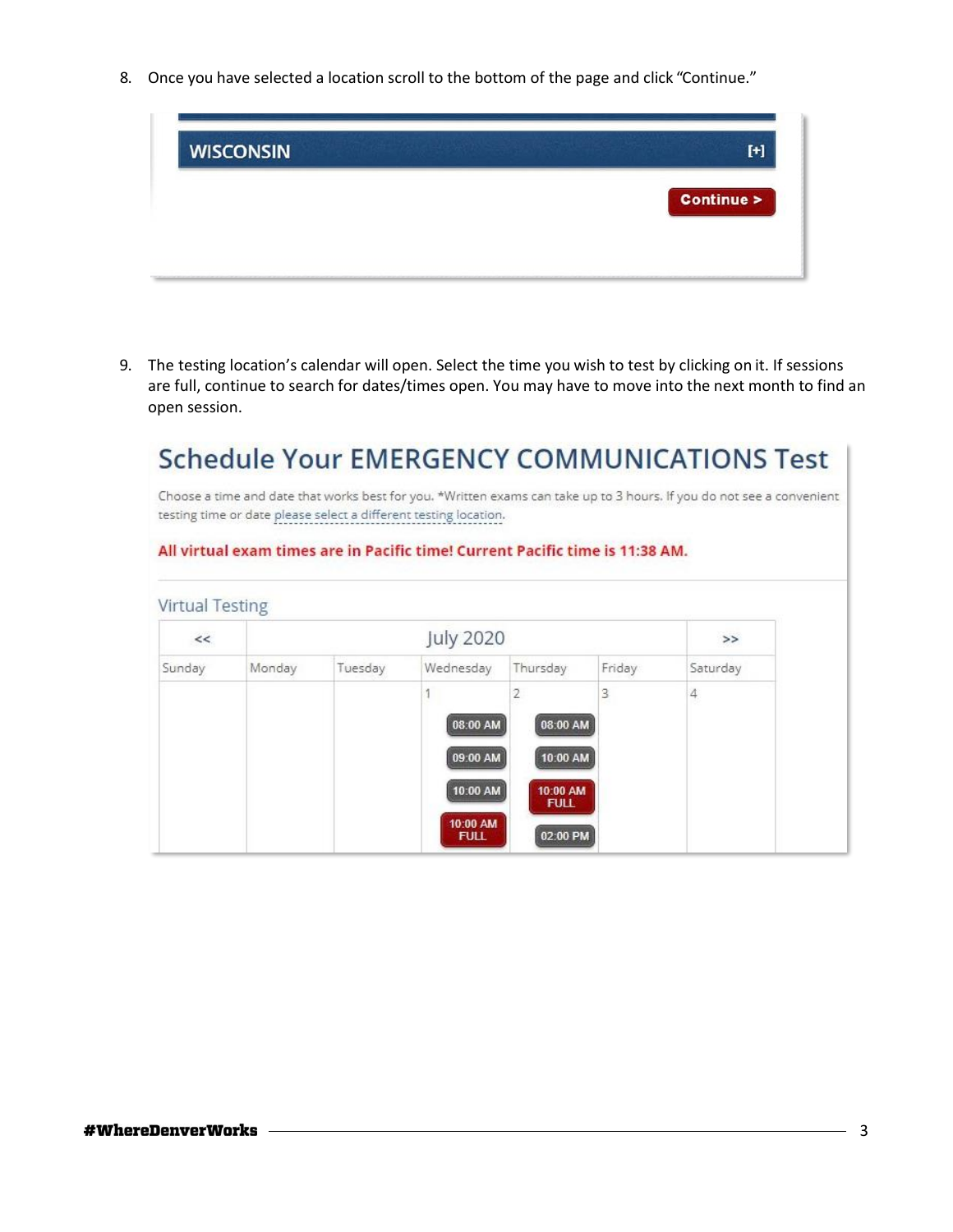8. Once you have selected a location scroll to the bottom of the page and click "Continue."

WISCONSIN [+]

Continue >

9. The testing location's calendar will open. Select the time you wish to test by clicking on it. If sessions are full, continue to search for dates/times open. You may have to move into the next month to find an open session.

## Schedule Your EMERGENCY COMMUNICATIONS Test

Choose a time and date that works best for you. *Written exams can take up to 3 hours. If you do not see a convenient testing time or date please select a different testing location.

**All virtual exam times are in Pacific time! Current Pacific time is 11:38 AM.**

Virtual Testing

| << | | | July 2020 | | | >> |
|---|---|---|---|---|---|---|
| Sunday | Monday | Tuesday | Wednesday | Thursday | Friday | Saturday |
| | | | 1 | 2 | 3 | 4 |
| | | | 08:00 AM | 08:00 AM | | |
| | | | 09:00 AM | 10:00 AM | | |
| | | | 10:00 AM | 10:00 AM FULL | | |
| | | | 10:00 AM FULL | 02:00 PM | | |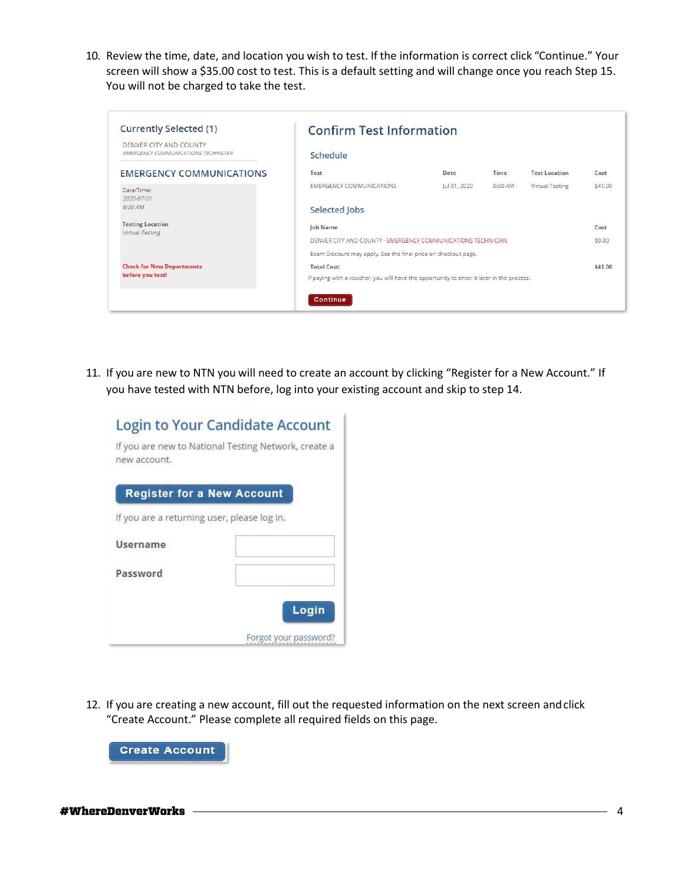10. Review the time, date, and location you wish to test. If the information is correct click “Continue.” Your screen will show a $35.00 cost to test. This is a default setting and will change once you reach Step 15. You will not be charged to take the test.

Currently Selected (1)

DENVER CITY AND COUNTY
EMERGENCY COMMUNICATIONS TECHNICIAN

EMERGENCY COMMUNICATIONS

Date/Time:
2020-07-01
8:00 AM

Testing Location
Virtual Testing

Check for New Departments before you test!

Confirm Test Information

Schedule

| Test | Date | Time | Test Location | Cost |
|---|---|---|---|---|
| EMERGENCY COMMUNICATIONS | Jul 01, 2020 | 8:00 AM | Virtual Testing | $41.00 |

Selected Jobs

| Job Name | Cost |
|---|---|
| DENVER CITY AND COUNTY - EMERGENCY COMMUNICATIONS TECHNICIAN | $0.00 |
| Exam Discount may apply. See the final price on checkout page. | |
| Total Cost: | $41.00 |

If paying with a voucher, you will have the opportunity to enter it later in the process.

Continue

11. If you are new to NTN you will need to create an account by clicking “Register for a New Account.” If you have tested with NTN before, log into your existing account and skip to step 14.

Login to Your Candidate Account

If you are new to National Testing Network, create a new account.

Register for a New Account

If you are a returning user, please log in.

Username

Password

Login

Forgot your password?

12. If you are creating a new account, fill out the requested information on the next screen and click “Create Account.” Please complete all required fields on this page.

Create Account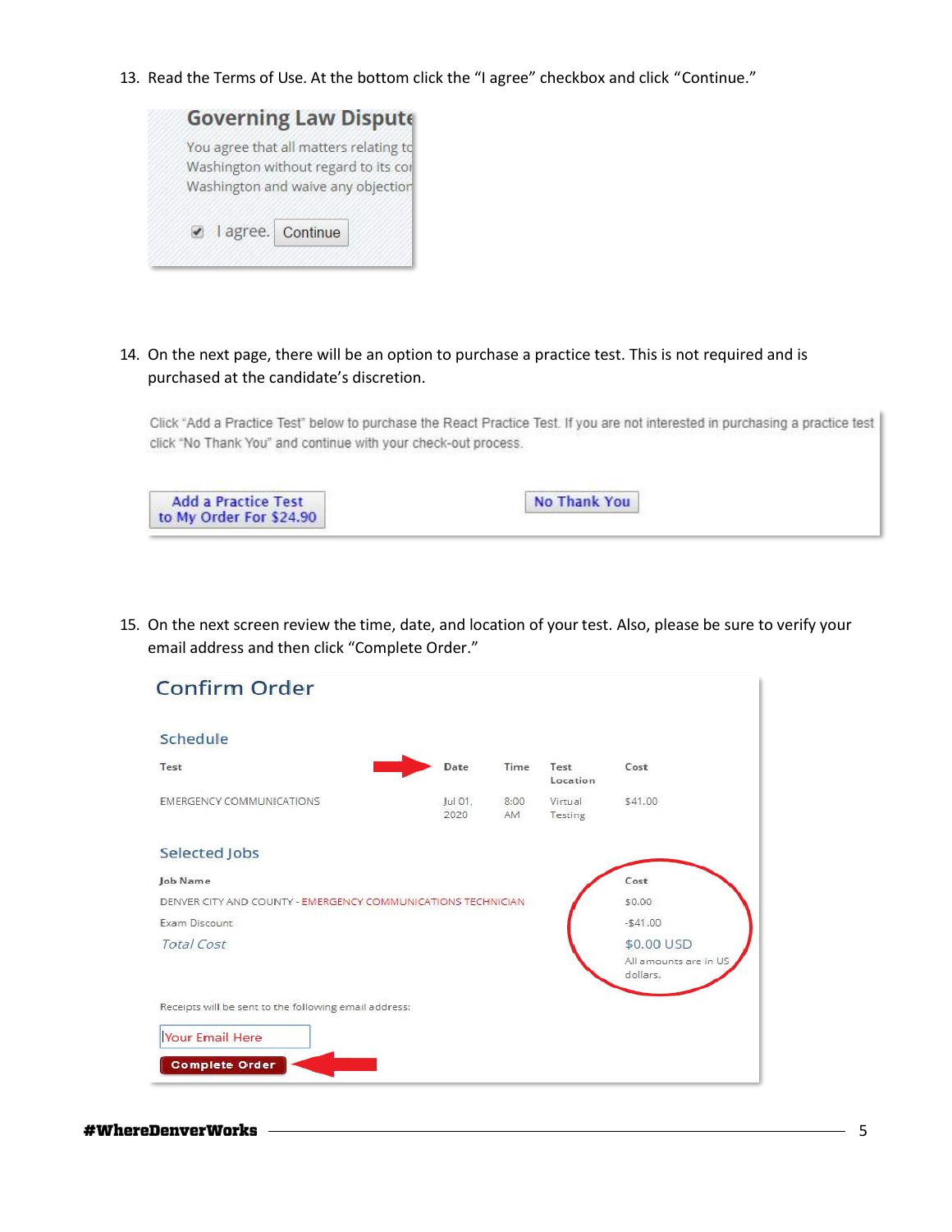13. Read the Terms of Use. At the bottom click the "I agree" checkbox and click "Continue."

**Governing Law Dispute**

You agree that all matters relating to
Washington without regard to its co
Washington and waive any objection

I agree. Continue

14. On the next page, there will be an option to purchase a practice test. This is not required and is purchased at the candidate's discretion.

Click "Add a Practice Test" below to purchase the React Practice Test. If you are not interested in purchasing a practice test click "No Thank You" and continue with your check-out process.

Add a Practice Test to My Order For $24.90

No Thank You

15. On the next screen review the time, date, and location of your test. Also, please be sure to verify your email address and then click "Complete Order."

## Confirm Order

### Schedule

| Test | Date | Time | Test Location | Cost |
|---|---|---|---|---|
| EMERGENCY COMMUNICATIONS | Jul 01, 2020 | 8:00 AM | Virtual Testing | $41.00 |

### Selected Jobs

| Job Name | Cost |
|---|---|
| DENVER CITY AND COUNTY - EMERGENCY COMMUNICATIONS TECHNICIAN | $0.00 |
| Exam Discount | -$41.00 |
| *Total Cost* | $0.00 USD |
| | All amounts are in US dollars. |

Receipts will be sent to the following email address:

Your Email Here

Complete Order

#WhereDenverWorks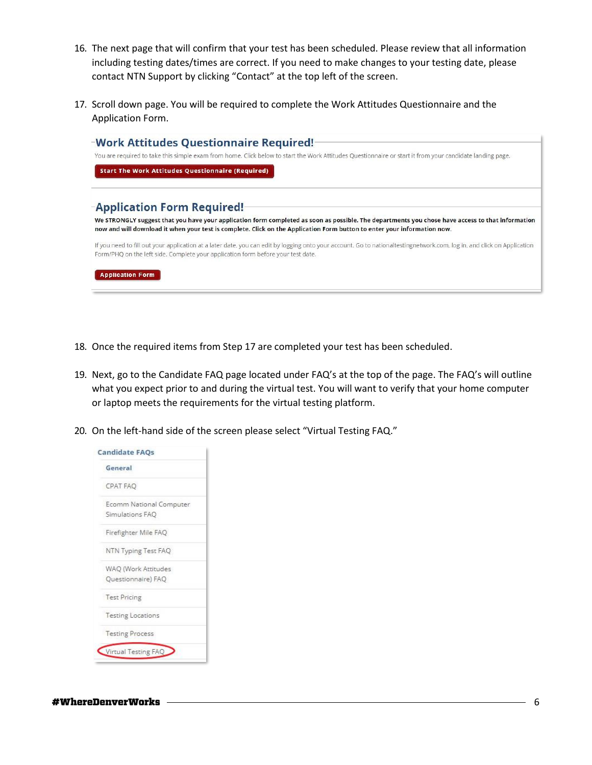16. The next page that will confirm that your test has been scheduled. Please review that all information including testing dates/times are correct. If you need to make changes to your testing date, please contact NTN Support by clicking "Contact" at the top left of the screen.

17. Scroll down page. You will be required to complete the Work Attitudes Questionnaire and the Application Form.

**Work Attitudes Questionnaire Required!**

You are required to take this simple exam from home. Click below to start the Work Attitudes Questionnaire or start it from your candidate landing page.

Start The Work Attitudes Questionnaire (Required)

**Application Form Required!**

**We STRONGLY suggest that you have your application form completed as soon as possible. The departments you chose have access to that information now and will download it when your test is complete. Click on the Application Form button to enter your information now.**

If you need to fill out your application at a later date, you can edit by logging onto your account. Go to nationaltestingnetwork.com, log in, and click on Application Form/PHQ on the left side. Complete your application form before your test date.

Application Form

18. Once the required items from Step 17 are completed your test has been scheduled.

19. Next, go to the Candidate FAQ page located under FAQ's at the top of the page. The FAQ's will outline what you expect prior to and during the virtual test. You will want to verify that your home computer or laptop meets the requirements for the virtual testing platform.

20. On the left-hand side of the screen please select "Virtual Testing FAQ."

Candidate FAQs

- General
- CPAT FAQ
- Ecomm National Computer Simulations FAQ
- Firefighter Mile FAQ
- NTN Typing Test FAQ
- WAQ (Work Attitudes Questionnaire) FAQ
- Test Pricing
- Testing Locations
- Testing Process
- Virtual Testing FAQ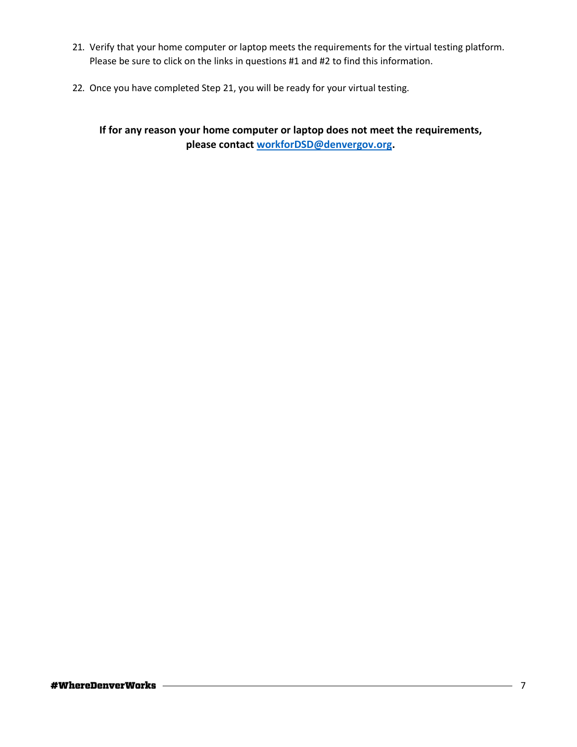21. Verify that your home computer or laptop meets the requirements for the virtual testing platform. Please be sure to click on the links in questions #1 and #2 to find this information.

22. Once you have completed Step 21, you will be ready for your virtual testing.

**If for any reason your home computer or laptop does not meet the requirements, please contact workforDSD@denvergov.org.**